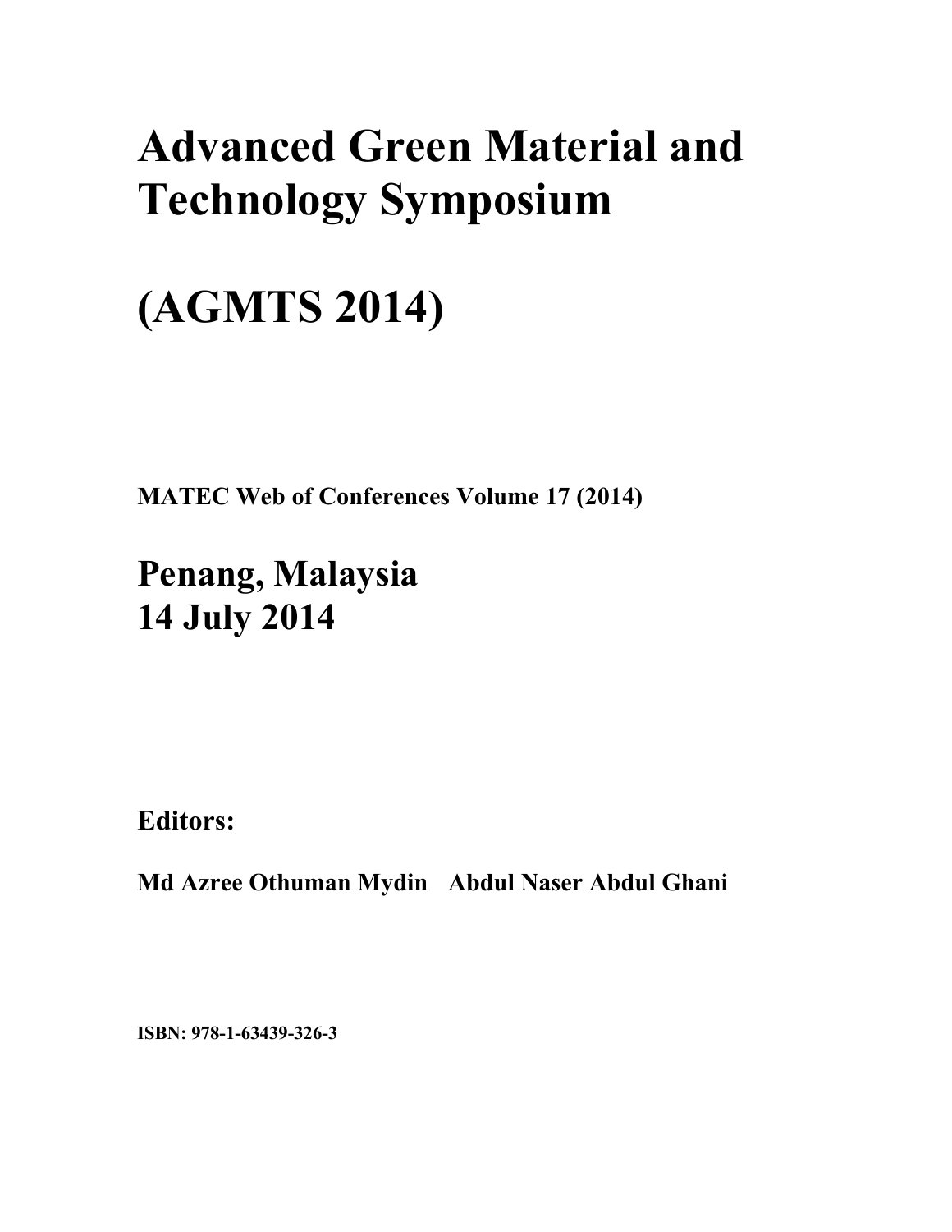# Advanced Green Material and Technology Symposium

# (AGMTS 2014)

**MATEC Web of Conferences Volume 17 (2014)**

## Penang, Malaysia
## 14 July 2014

**Editors:**

**Md Azree Othuman Mydin   Abdul Naser Abdul Ghani**

**ISBN: 978-1-63439-326-3**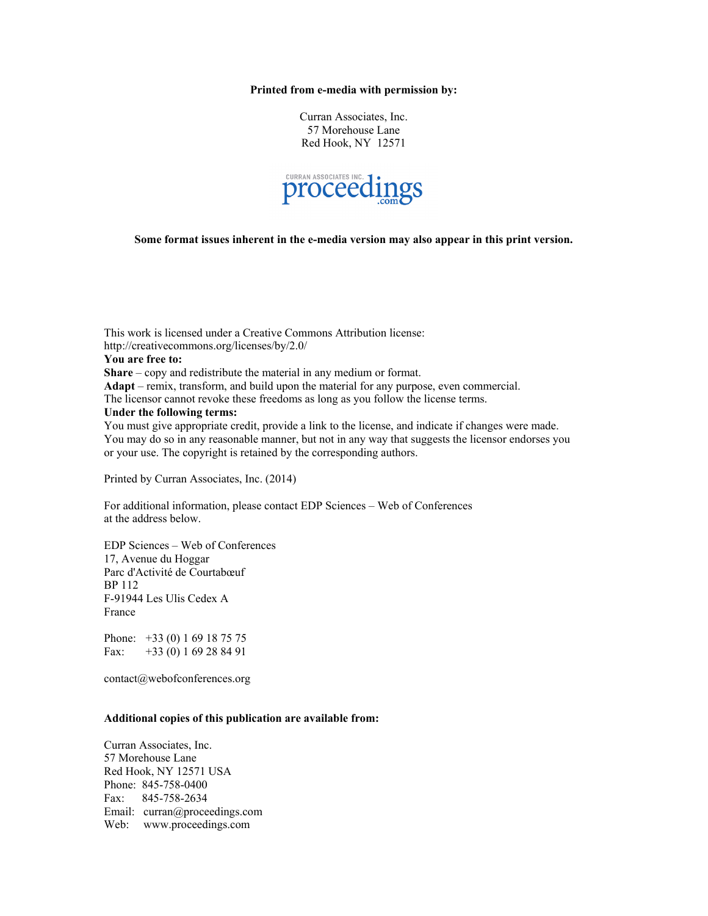**Printed from e-media with permission by:**

Curran Associates, Inc.
57 Morehouse Lane
Red Hook, NY 12571

CURRAN ASSOCIATES INC. proceedings .com

**Some format issues inherent in the e-media version may also appear in this print version.**

This work is licensed under a Creative Commons Attribution license:
http://creativecommons.org/licenses/by/2.0/

**You are free to:**

**Share** – copy and redistribute the material in any medium or format.
**Adapt** – remix, transform, and build upon the material for any purpose, even commercial.
The licensor cannot revoke these freedoms as long as you follow the license terms.

**Under the following terms:**

You must give appropriate credit, provide a link to the license, and indicate if changes were made. You may do so in any reasonable manner, but not in any way that suggests the licensor endorses you or your use. The copyright is retained by the corresponding authors.

Printed by Curran Associates, Inc. (2014)

For additional information, please contact EDP Sciences – Web of Conferences at the address below.

EDP Sciences – Web of Conferences
17, Avenue du Hoggar
Parc d'Activité de Courtabœuf
BP 112
F-91944 Les Ulis Cedex A
France

Phone: +33 (0) 1 69 18 75 75
Fax: +33 (0) 1 69 28 84 91

contact@webofconferences.org

**Additional copies of this publication are available from:**

Curran Associates, Inc.
57 Morehouse Lane
Red Hook, NY 12571 USA
Phone: 845-758-0400
Fax: 845-758-2634
Email: curran@proceedings.com
Web: www.proceedings.com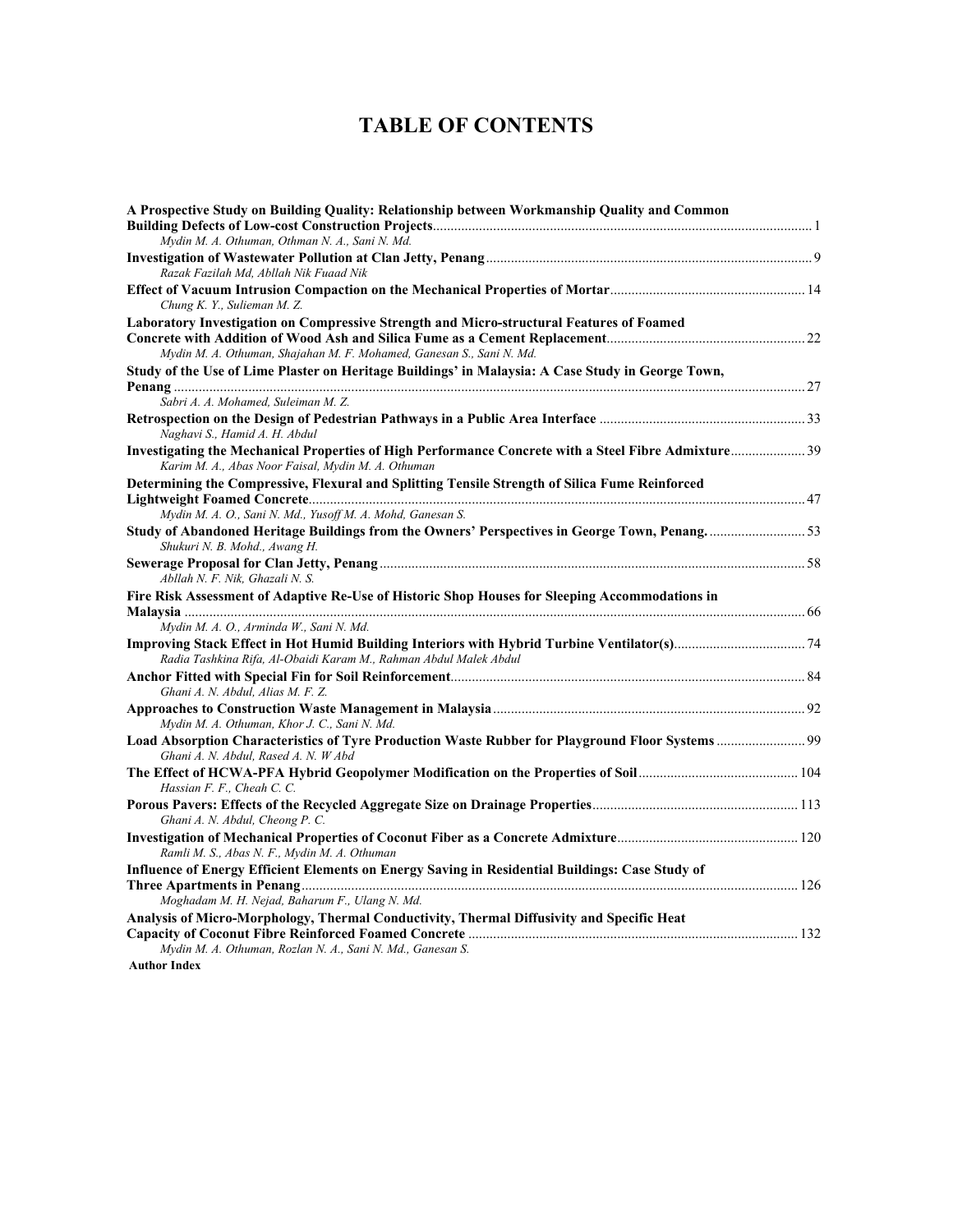# TABLE OF CONTENTS

**A Prospective Study on Building Quality: Relationship between Workmanship Quality and Common Building Defects of Low-cost Construction Projects** ........ 1
*Mydin M. A. Othuman, Othman N. A., Sani N. Md.*

**Investigation of Wastewater Pollution at Clan Jetty, Penang** ........ 9
*Razak Fazilah Md, Abllah Nik Fuaad Nik*

**Effect of Vacuum Intrusion Compaction on the Mechanical Properties of Mortar** ........ 14
*Chung K. Y., Sulieman M. Z.*

**Laboratory Investigation on Compressive Strength and Micro-structural Features of Foamed Concrete with Addition of Wood Ash and Silica Fume as a Cement Replacement** ........ 22
*Mydin M. A. Othuman, Shajahan M. F. Mohamed, Ganesan S., Sani N. Md.*

**Study of the Use of Lime Plaster on Heritage Buildings' in Malaysia: A Case Study in George Town, Penang** ........ 27
*Sabri A. A. Mohamed, Suleiman M. Z.*

**Retrospection on the Design of Pedestrian Pathways in a Public Area Interface** ........ 33
*Naghavi S., Hamid A. H. Abdul*

**Investigating the Mechanical Properties of High Performance Concrete with a Steel Fibre Admixture** ........ 39
*Karim M. A., Abas Noor Faisal, Mydin M. A. Othuman*

**Determining the Compressive, Flexural and Splitting Tensile Strength of Silica Fume Reinforced Lightweight Foamed Concrete** ........ 47
*Mydin M. A. O., Sani N. Md., Yusoff M. A. Mohd, Ganesan S.*

**Study of Abandoned Heritage Buildings from the Owners' Perspectives in George Town, Penang.** ........ 53
*Shukuri N. B. Mohd., Awang H.*

**Sewerage Proposal for Clan Jetty, Penang** ........ 58
*Abllah N. F. Nik, Ghazali N. S.*

**Fire Risk Assessment of Adaptive Re-Use of Historic Shop Houses for Sleeping Accommodations in Malaysia** ........ 66
*Mydin M. A. O., Arminda W., Sani N. Md.*

**Improving Stack Effect in Hot Humid Building Interiors with Hybrid Turbine Ventilator(s)** ........ 74
*Radia Tashkina Rifa, Al-Obaidi Karam M., Rahman Abdul Malek Abdul*

**Anchor Fitted with Special Fin for Soil Reinforcement** ........ 84
*Ghani A. N. Abdul, Alias M. F. Z.*

**Approaches to Construction Waste Management in Malaysia** ........ 92
*Mydin M. A. Othuman, Khor J. C., Sani N. Md.*

**Load Absorption Characteristics of Tyre Production Waste Rubber for Playground Floor Systems** ........ 99
*Ghani A. N. Abdul, Rased A. N. W Abd*

**The Effect of HCWA-PFA Hybrid Geopolymer Modification on the Properties of Soil** ........ 104
*Hassian F. F., Cheah C. C.*

**Porous Pavers: Effects of the Recycled Aggregate Size on Drainage Properties** ........ 113
*Ghani A. N. Abdul, Cheong P. C.*

**Investigation of Mechanical Properties of Coconut Fiber as a Concrete Admixture** ........ 120
*Ramli M. S., Abas N. F., Mydin M. A. Othuman*

**Influence of Energy Efficient Elements on Energy Saving in Residential Buildings: Case Study of Three Apartments in Penang** ........ 126
*Moghadam M. H. Nejad, Baharum F., Ulang N. Md.*

**Analysis of Micro-Morphology, Thermal Conductivity, Thermal Diffusivity and Specific Heat Capacity of Coconut Fibre Reinforced Foamed Concrete** ........ 132
*Mydin M. A. Othuman, Rozlan N. A., Sani N. Md., Ganesan S.*

**Author Index**